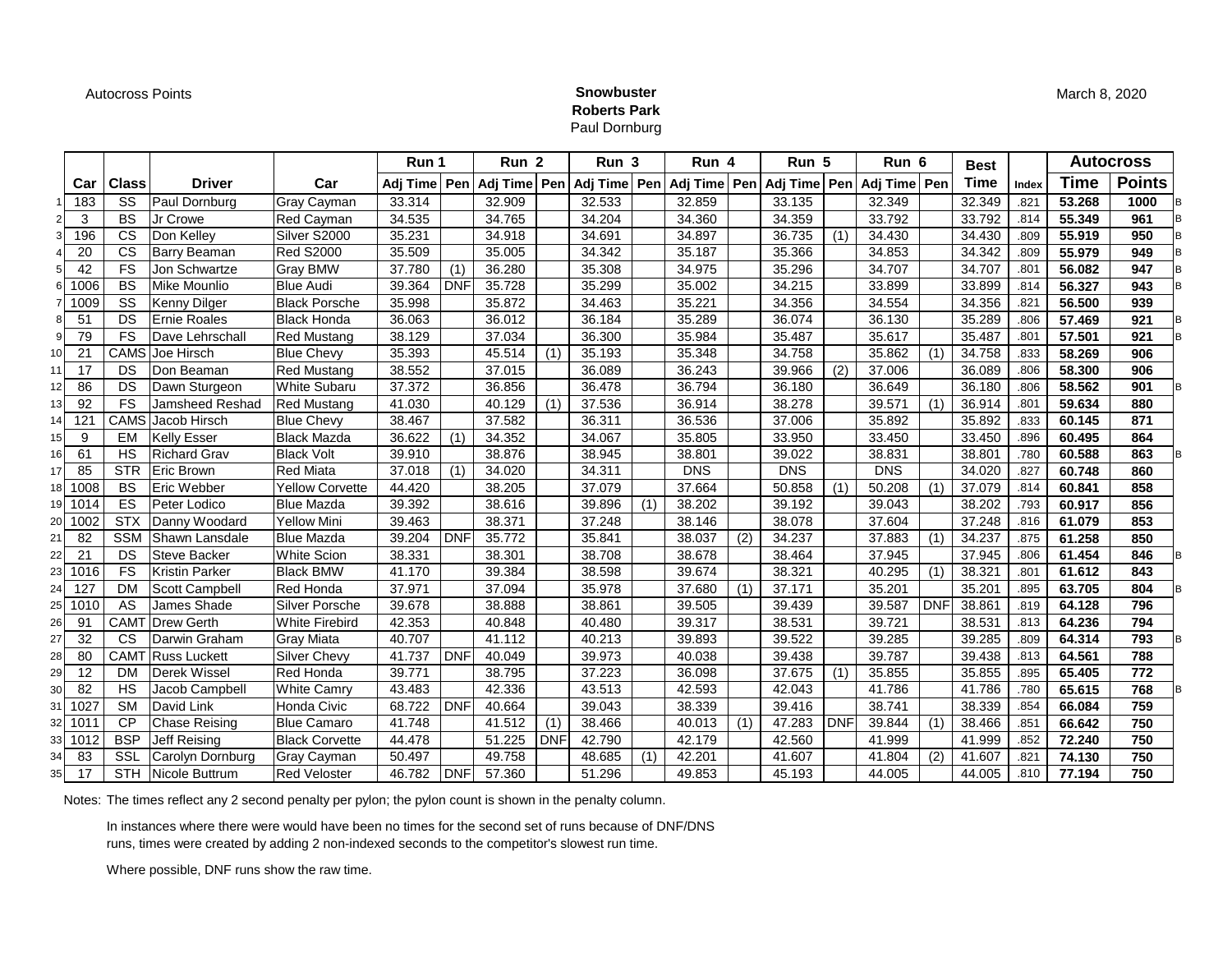Autocross Points

**Snowbuster**
**Roberts Park**
Paul Dornburg

March 8, 2020

| | | | | | Run 1 | | Run 2 | | Run 3 | | Run 4 | | Run 5 | | Run 6 | | Best | | Autocross | | |
|---|---|---|---|---|---|---|---|---|---|---|---|---|---|---|---|---|---|---|---|---|---|
| | Car | Class | Driver | Car | Adj Time | Pen | Adj Time | Pen | Adj Time | Pen | Adj Time | Pen | Adj Time | Pen | Adj Time | Pen | Time | Index | Time | Points | |
| 1 | 183 | SS | Paul Dornburg | Gray Cayman | 33.314 | | 32.909 | | 32.533 | | 32.859 | | 33.135 | | 32.349 | | 32.349 | .821 | **53.268** | **1000** | B |
| 2 | 3 | BS | Jr Crowe | Red Cayman | 34.535 | | 34.765 | | 34.204 | | 34.360 | | 34.359 | | 33.792 | | 33.792 | .814 | **55.349** | **961** | B |
| 3 | 196 | CS | Don Kelley | Silver S2000 | 35.231 | | 34.918 | | 34.691 | | 34.897 | | 36.735 | (1) | 34.430 | | 34.430 | .809 | **55.919** | **950** | B |
| 4 | 20 | CS | Barry Beaman | Red S2000 | 35.509 | | 35.005 | | 34.342 | | 35.187 | | 35.366 | | 34.853 | | 34.342 | .809 | **55.979** | **949** | B |
| 5 | 42 | FS | Jon Schwartze | Gray BMW | 37.780 | (1) | 36.280 | | 35.308 | | 34.975 | | 35.296 | | 34.707 | | 34.707 | .801 | **56.082** | **947** | B |
| 6 | 1006 | BS | Mike Mounlio | Blue Audi | 39.364 | DNF | 35.728 | | 35.299 | | 35.002 | | 34.215 | | 33.899 | | 33.899 | .814 | **56.327** | **943** | B |
| 7 | 1009 | SS | Kenny Dilger | Black Porsche | 35.998 | | 35.872 | | 34.463 | | 35.221 | | 34.356 | | 34.554 | | 34.356 | .821 | **56.500** | **939** | |
| 8 | 51 | DS | Ernie Roales | Black Honda | 36.063 | | 36.012 | | 36.184 | | 35.289 | | 36.074 | | 36.130 | | 35.289 | .806 | **57.469** | **921** | B |
| 9 | 79 | FS | Dave Lehrschall | Red Mustang | 38.129 | | 37.034 | | 36.300 | | 35.984 | | 35.487 | | 35.617 | | 35.487 | .801 | **57.501** | **921** | B |
| 10 | 21 | CAMS | Joe Hirsch | Blue Chevy | 35.393 | | 45.514 | (1) | 35.193 | | 35.348 | | 34.758 | | 35.862 | (1) | 34.758 | .833 | **58.269** | **906** | |
| 11 | 17 | DS | Don Beaman | Red Mustang | 38.552 | | 37.015 | | 36.089 | | 36.243 | | 39.966 | (2) | 37.006 | | 36.089 | .806 | **58.300** | **906** | |
| 12 | 86 | DS | Dawn Sturgeon | White Subaru | 37.372 | | 36.856 | | 36.478 | | 36.794 | | 36.180 | | 36.649 | | 36.180 | .806 | **58.562** | **901** | B |
| 13 | 92 | FS | Jamsheed Reshad | Red Mustang | 41.030 | | 40.129 | (1) | 37.536 | | 36.914 | | 38.278 | | 39.571 | (1) | 36.914 | .801 | **59.634** | **880** | |
| 14 | 121 | CAMS | Jacob Hirsch | Blue Chevy | 38.467 | | 37.582 | | 36.311 | | 36.536 | | 37.006 | | 35.892 | | 35.892 | .833 | **60.145** | **871** | |
| 15 | 9 | EM | Kelly Esser | Black Mazda | 36.622 | (1) | 34.352 | | 34.067 | | 35.805 | | 33.950 | | 33.450 | | 33.450 | .896 | **60.495** | **864** | |
| 16 | 61 | HS | Richard Grav | Black Volt | 39.910 | | 38.876 | | 38.945 | | 38.801 | | 39.022 | | 38.831 | | 38.801 | .780 | **60.588** | **863** | B |
| 17 | 85 | STR | Eric Brown | Red Miata | 37.018 | (1) | 34.020 | | 34.311 | | DNS | | DNS | | DNS | | 34.020 | .827 | **60.748** | **860** | |
| 18 | 1008 | BS | Eric Webber | Yellow Corvette | 44.420 | | 38.205 | | 37.079 | | 37.664 | | 50.858 | (1) | 50.208 | (1) | 37.079 | .814 | **60.841** | **858** | |
| 19 | 1014 | ES | Peter Lodico | Blue Mazda | 39.392 | | 38.616 | | 39.896 | (1) | 38.202 | | 39.192 | | 39.043 | | 38.202 | .793 | **60.917** | **856** | |
| 20 | 1002 | STX | Danny Woodard | Yellow Mini | 39.463 | | 38.371 | | 37.248 | | 38.146 | | 38.078 | | 37.604 | | 37.248 | .816 | **61.079** | **853** | |
| 21 | 82 | SSM | Shawn Lansdale | Blue Mazda | 39.204 | DNF | 35.772 | | 35.841 | | 38.037 | (2) | 34.237 | | 37.883 | (1) | 34.237 | .875 | **61.258** | **850** | |
| 22 | 21 | DS | Steve Backer | White Scion | 38.331 | | 38.301 | | 38.708 | | 38.678 | | 38.464 | | 37.945 | | 37.945 | .806 | **61.454** | **846** | B |
| 23 | 1016 | FS | Kristin Parker | Black BMW | 41.170 | | 39.384 | | 38.598 | | 39.674 | | 38.321 | | 40.295 | (1) | 38.321 | .801 | **61.612** | **843** | |
| 24 | 127 | DM | Scott Campbell | Red Honda | 37.971 | | 37.094 | | 35.978 | | 37.680 | (1) | 37.171 | | 35.201 | | 35.201 | .895 | **63.705** | **804** | B |
| 25 | 1010 | AS | James Shade | Silver Porsche | 39.678 | | 38.888 | | 38.861 | | 39.505 | | 39.439 | | 39.587 | DNF | 38.861 | .819 | **64.128** | **796** | |
| 26 | 91 | CAMT | Drew Gerth | White Firebird | 42.353 | | 40.848 | | 40.480 | | 39.317 | | 38.531 | | 39.721 | | 38.531 | .813 | **64.236** | **794** | |
| 27 | 32 | CS | Darwin Graham | Gray Miata | 40.707 | | 41.112 | | 40.213 | | 39.893 | | 39.522 | | 39.285 | | 39.285 | .809 | **64.314** | **793** | B |
| 28 | 80 | CAMT | Russ Luckett | Silver Chevy | 41.737 | DNF | 40.049 | | 39.973 | | 40.038 | | 39.438 | | 39.787 | | 39.438 | .813 | **64.561** | **788** | |
| 29 | 12 | DM | Derek Wissel | Red Honda | 39.771 | | 38.795 | | 37.223 | | 36.098 | | 37.675 | (1) | 35.855 | | 35.855 | .895 | **65.405** | **772** | |
| 30 | 82 | HS | Jacob Campbell | White Camry | 43.483 | | 42.336 | | 43.513 | | 42.593 | | 42.043 | | 41.786 | | 41.786 | .780 | **65.615** | **768** | B |
| 31 | 1027 | SM | David Link | Honda Civic | 68.722 | DNF | 40.664 | | 39.043 | | 38.339 | | 39.416 | | 38.741 | | 38.339 | .854 | **66.084** | **759** | |
| 32 | 1011 | CP | Chase Reising | Blue Camaro | 41.748 | | 41.512 | (1) | 38.466 | | 40.013 | (1) | 47.283 | DNF | 39.844 | (1) | 38.466 | .851 | **66.642** | **750** | |
| 33 | 1012 | BSP | Jeff Reising | Black Corvette | 44.478 | | 51.225 | DNF | 42.790 | | 42.179 | | 42.560 | | 41.999 | | 41.999 | .852 | **72.240** | **750** | |
| 34 | 83 | SSL | Carolyn Dornburg | Gray Cayman | 50.497 | | 49.758 | | 48.685 | (1) | 42.201 | | 41.607 | | 41.804 | (2) | 41.607 | .821 | **74.130** | **750** | |
| 35 | 17 | STH | Nicole Buttrum | Red Veloster | 46.782 | DNF | 57.360 | | 51.296 | | 49.853 | | 45.193 | | 44.005 | | 44.005 | .810 | **77.194** | **750** | |

Notes: The times reflect any 2 second penalty per pylon; the pylon count is shown in the penalty column.

In instances where there were would have been no times for the second set of runs because of DNF/DNS runs, times were created by adding 2 non-indexed seconds to the competitor's slowest run time.

Where possible, DNF runs show the raw time.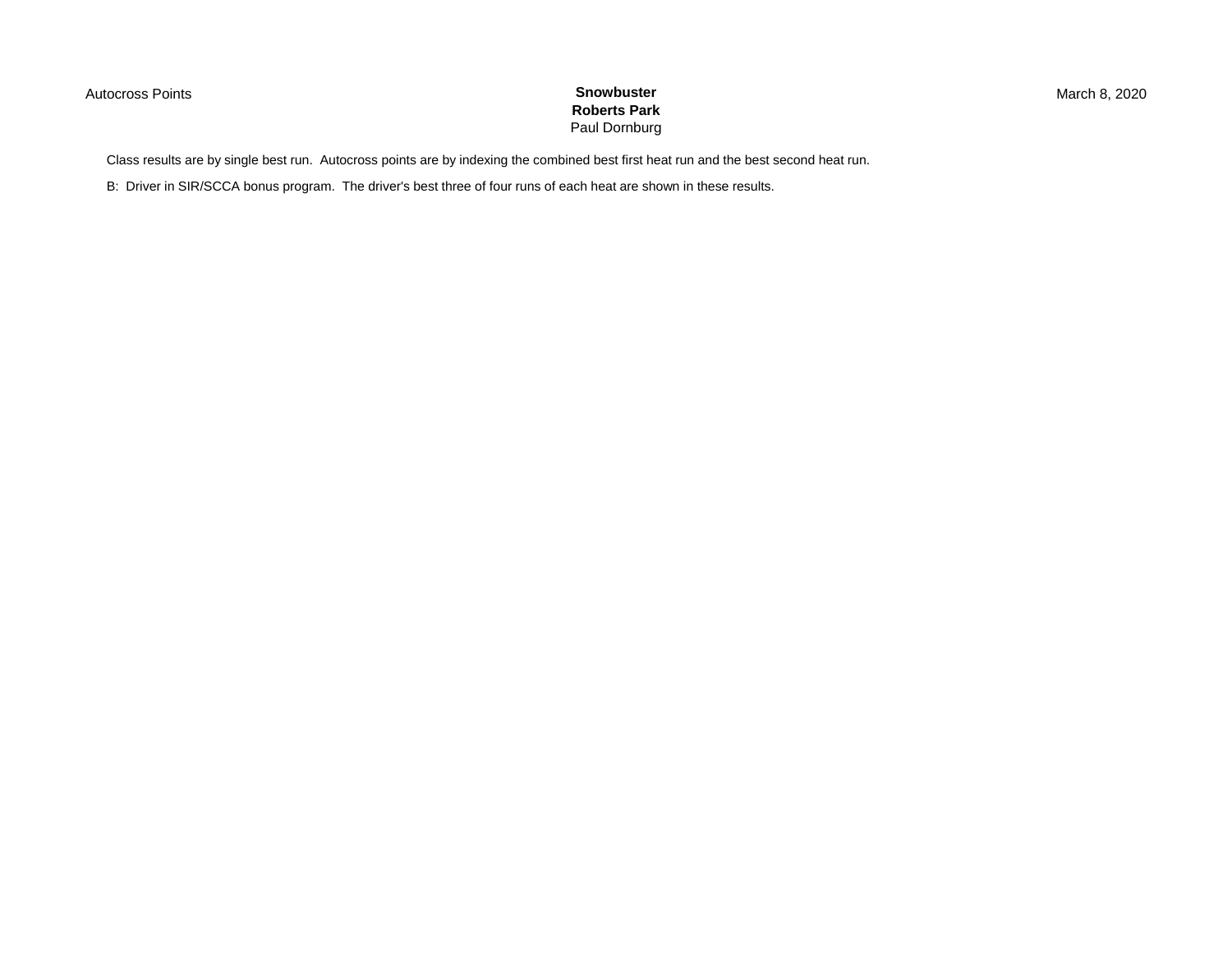Class results are by single best run.  Autocross points are by indexing the combined best first heat run and the best second heat run.

B:  Driver in SIR/SCCA bonus program.  The driver's best three of four runs of each heat are shown in these results.